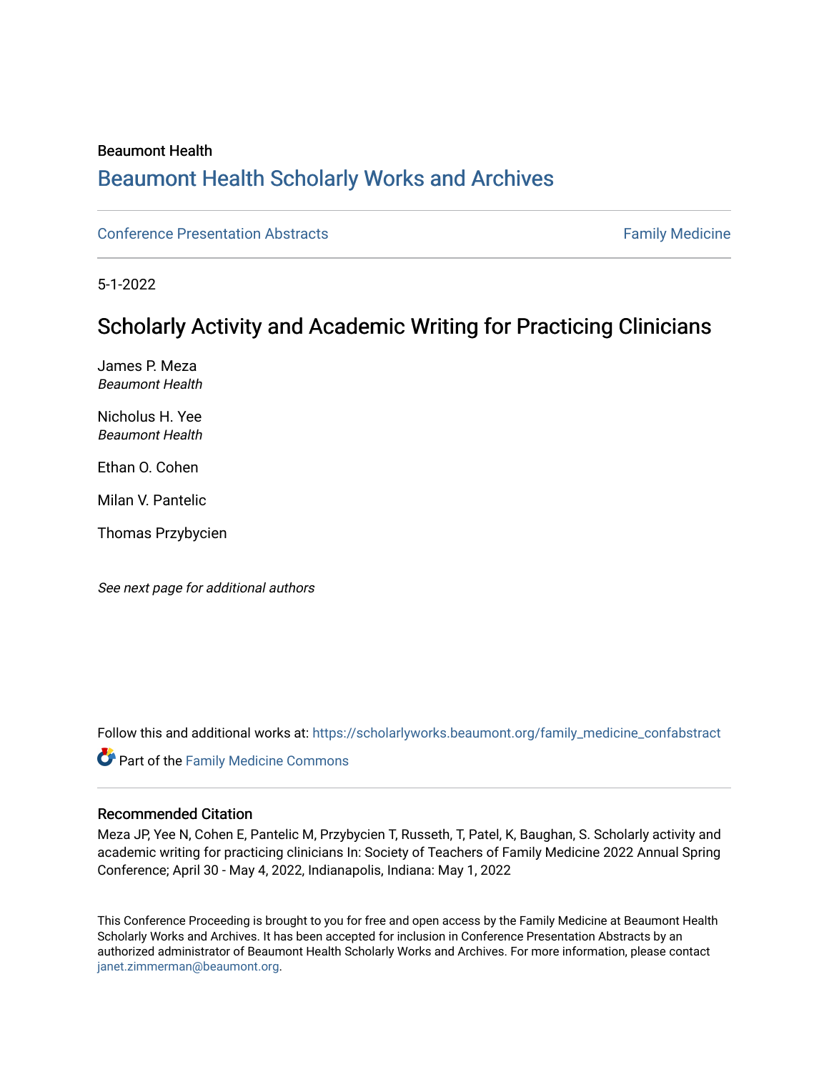Beaumont Health

# Beaumont Health Scholarly Works and Archives

Conference Presentation Abstracts | Family Medicine

5-1-2022

## Scholarly Activity and Academic Writing for Practicing Clinicians

James P. Meza
*Beaumont Health*

Nicholus H. Yee
*Beaumont Health*

Ethan O. Cohen

Milan V. Pantelic

Thomas Przybycien

*See next page for additional authors*

Follow this and additional works at: https://scholarlyworks.beaumont.org/family_medicine_confabstract

Part of the Family Medicine Commons

### Recommended Citation

Meza JP, Yee N, Cohen E, Pantelic M, Przybycien T, Russeth, T, Patel, K, Baughan, S. Scholarly activity and academic writing for practicing clinicians In: Society of Teachers of Family Medicine 2022 Annual Spring Conference; April 30 - May 4, 2022, Indianapolis, Indiana: May 1, 2022

This Conference Proceeding is brought to you for free and open access by the Family Medicine at Beaumont Health Scholarly Works and Archives. It has been accepted for inclusion in Conference Presentation Abstracts by an authorized administrator of Beaumont Health Scholarly Works and Archives. For more information, please contact janet.zimmerman@beaumont.org.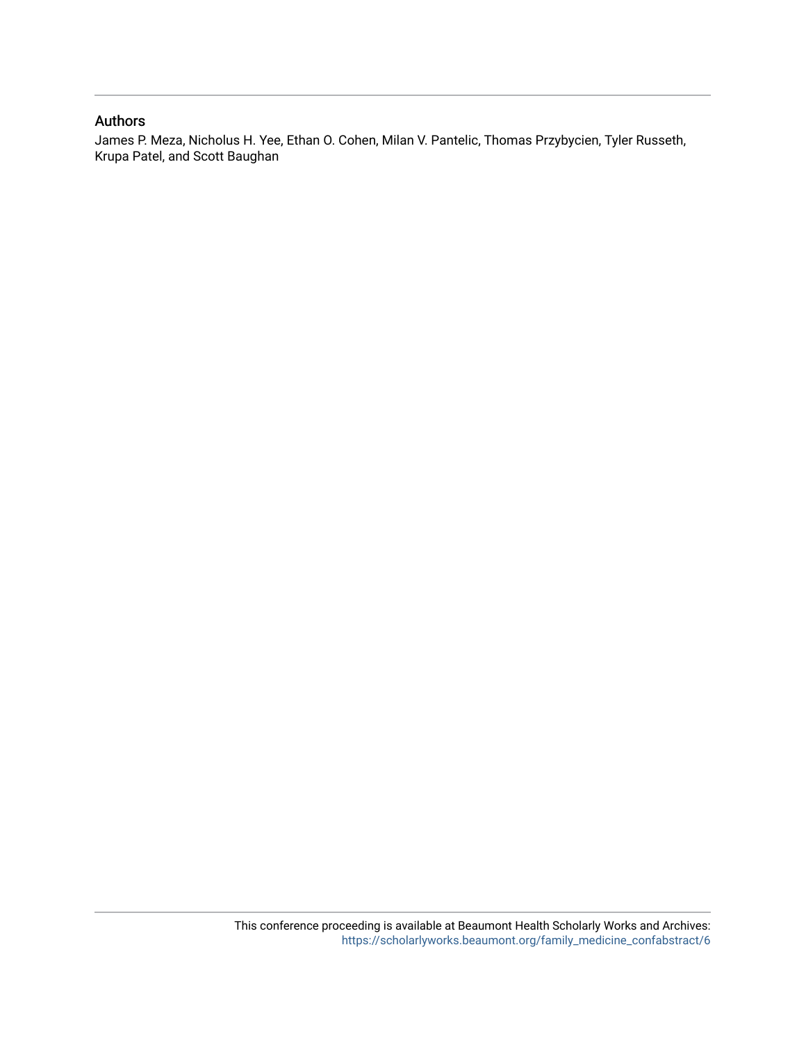## Authors

James P. Meza, Nicholus H. Yee, Ethan O. Cohen, Milan V. Pantelic, Thomas Przybycien, Tyler Russeth, Krupa Patel, and Scott Baughan

This conference proceeding is available at Beaumont Health Scholarly Works and Archives: https://scholarlyworks.beaumont.org/family_medicine_confabstract/6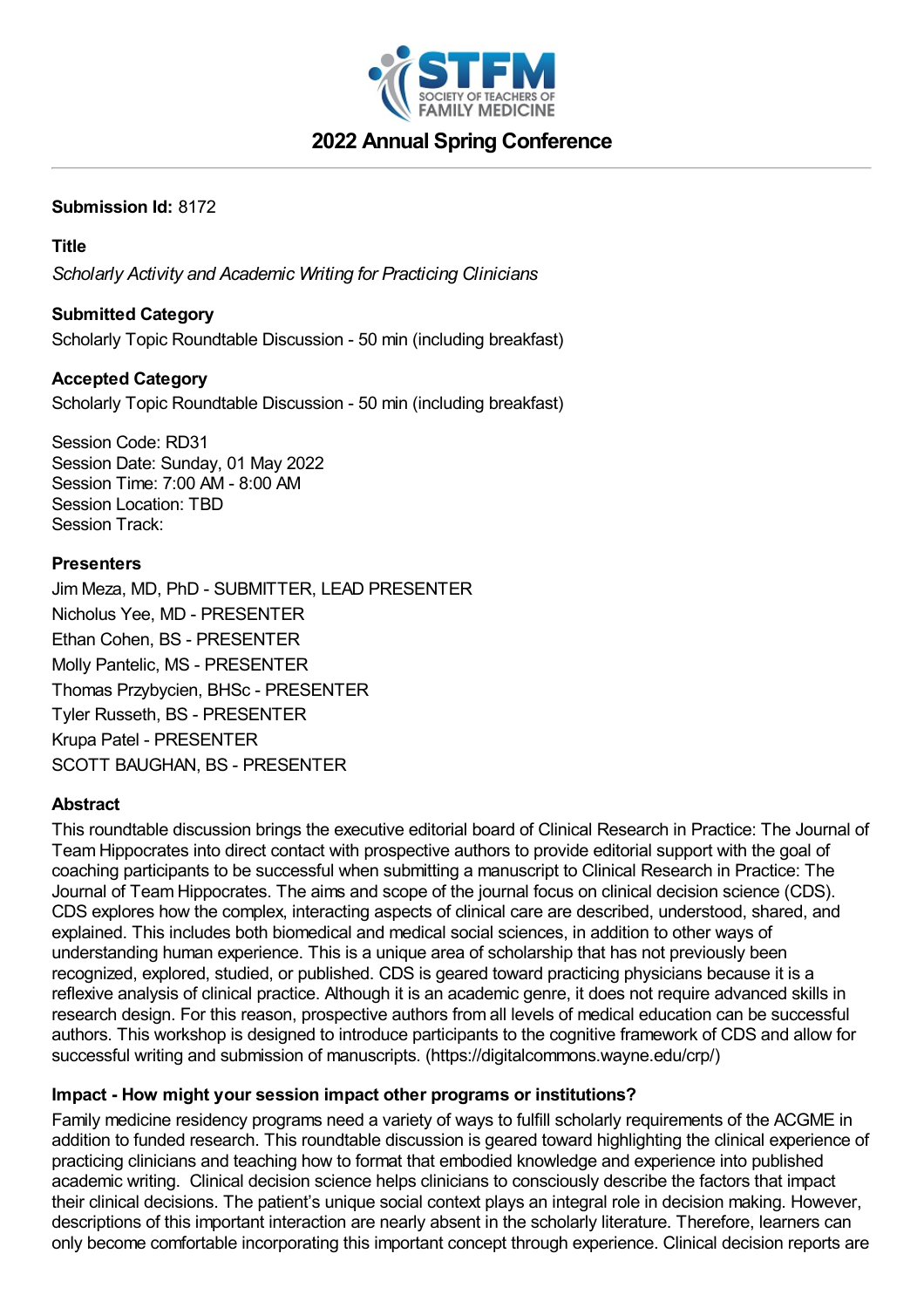# 2022 Annual Spring Conference

**Submission Id:** 8172

**Title**

*Scholarly Activity and Academic Writing for Practicing Clinicians*

**Submitted Category**

Scholarly Topic Roundtable Discussion - 50 min (including breakfast)

**Accepted Category**

Scholarly Topic Roundtable Discussion - 50 min (including breakfast)

Session Code: RD31
Session Date: Sunday, 01 May 2022
Session Time: 7:00 AM - 8:00 AM
Session Location: TBD
Session Track:

**Presenters**

Jim Meza, MD, PhD - SUBMITTER, LEAD PRESENTER
Nicholus Yee, MD - PRESENTER
Ethan Cohen, BS - PRESENTER
Molly Pantelic, MS - PRESENTER
Thomas Przybycien, BHSc - PRESENTER
Tyler Russeth, BS - PRESENTER
Krupa Patel - PRESENTER
SCOTT BAUGHAN, BS - PRESENTER

**Abstract**

This roundtable discussion brings the executive editorial board of Clinical Research in Practice: The Journal of Team Hippocrates into direct contact with prospective authors to provide editorial support with the goal of coaching participants to be successful when submitting a manuscript to Clinical Research in Practice: The Journal of Team Hippocrates. The aims and scope of the journal focus on clinical decision science (CDS). CDS explores how the complex, interacting aspects of clinical care are described, understood, shared, and explained. This includes both biomedical and medical social sciences, in addition to other ways of understanding human experience. This is a unique area of scholarship that has not previously been recognized, explored, studied, or published. CDS is geared toward practicing physicians because it is a reflexive analysis of clinical practice. Although it is an academic genre, it does not require advanced skills in research design. For this reason, prospective authors from all levels of medical education can be successful authors. This workshop is designed to introduce participants to the cognitive framework of CDS and allow for successful writing and submission of manuscripts. (https://digitalcommons.wayne.edu/crp/)

**Impact - How might your session impact other programs or institutions?**

Family medicine residency programs need a variety of ways to fulfill scholarly requirements of the ACGME in addition to funded research. This roundtable discussion is geared toward highlighting the clinical experience of practicing clinicians and teaching how to format that embodied knowledge and experience into published academic writing. Clinical decision science helps clinicians to consciously describe the factors that impact their clinical decisions. The patient's unique social context plays an integral role in decision making. However, descriptions of this important interaction are nearly absent in the scholarly literature. Therefore, learners can only become comfortable incorporating this important concept through experience. Clinical decision reports are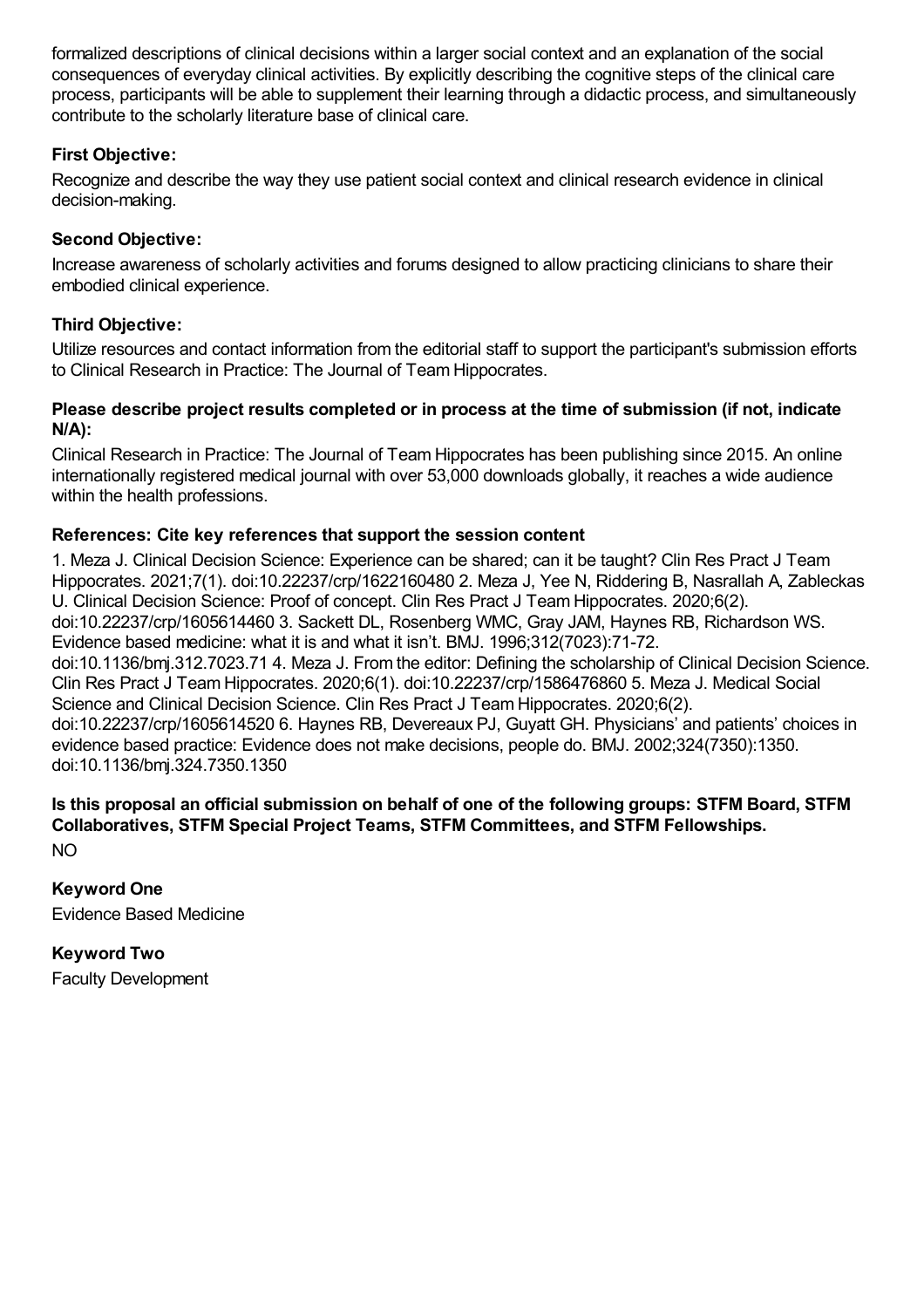formalized descriptions of clinical decisions within a larger social context and an explanation of the social consequences of everyday clinical activities. By explicitly describing the cognitive steps of the clinical care process, participants will be able to supplement their learning through a didactic process, and simultaneously contribute to the scholarly literature base of clinical care.

**First Objective:**

Recognize and describe the way they use patient social context and clinical research evidence in clinical decision-making.

**Second Objective:**

Increase awareness of scholarly activities and forums designed to allow practicing clinicians to share their embodied clinical experience.

**Third Objective:**

Utilize resources and contact information from the editorial staff to support the participant's submission efforts to Clinical Research in Practice: The Journal of Team Hippocrates.

**Please describe project results completed or in process at the time of submission (if not, indicate N/A):**

Clinical Research in Practice: The Journal of Team Hippocrates has been publishing since 2015. An online internationally registered medical journal with over 53,000 downloads globally, it reaches a wide audience within the health professions.

**References: Cite key references that support the session content**

1. Meza J. Clinical Decision Science: Experience can be shared; can it be taught? Clin Res Pract J Team Hippocrates. 2021;7(1). doi:10.22237/crp/1622160480 2. Meza J, Yee N, Riddering B, Nasrallah A, Zableckas U. Clinical Decision Science: Proof of concept. Clin Res Pract J Team Hippocrates. 2020;6(2). doi:10.22237/crp/1605614460 3. Sackett DL, Rosenberg WMC, Gray JAM, Haynes RB, Richardson WS. Evidence based medicine: what it is and what it isn't. BMJ. 1996;312(7023):71-72. doi:10.1136/bmj.312.7023.71 4. Meza J. From the editor: Defining the scholarship of Clinical Decision Science. Clin Res Pract J Team Hippocrates. 2020;6(1). doi:10.22237/crp/1586476860 5. Meza J. Medical Social Science and Clinical Decision Science. Clin Res Pract J Team Hippocrates. 2020;6(2). doi:10.22237/crp/1605614520 6. Haynes RB, Devereaux PJ, Guyatt GH. Physicians' and patients' choices in evidence based practice: Evidence does not make decisions, people do. BMJ. 2002;324(7350):1350. doi:10.1136/bmj.324.7350.1350

**Is this proposal an official submission on behalf of one of the following groups: STFM Board, STFM Collaboratives, STFM Special Project Teams, STFM Committees, and STFM Fellowships.**

NO

**Keyword One**

Evidence Based Medicine

**Keyword Two**

Faculty Development